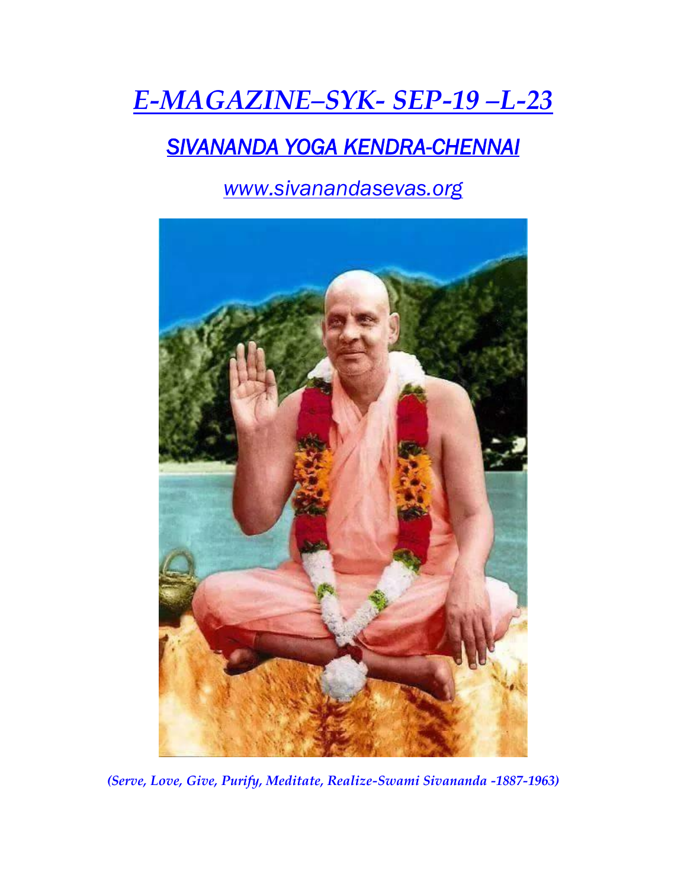# *E-MAGAZINE–SYK- SEP-19 –L-23*

## *SIVANANDA YOGA KENDRA-CHENNAI*

*www.sivanandasevas.org*

*(Serve, Love, Give, Purify, Meditate, Realize-Swami Sivananda -1887-1963)*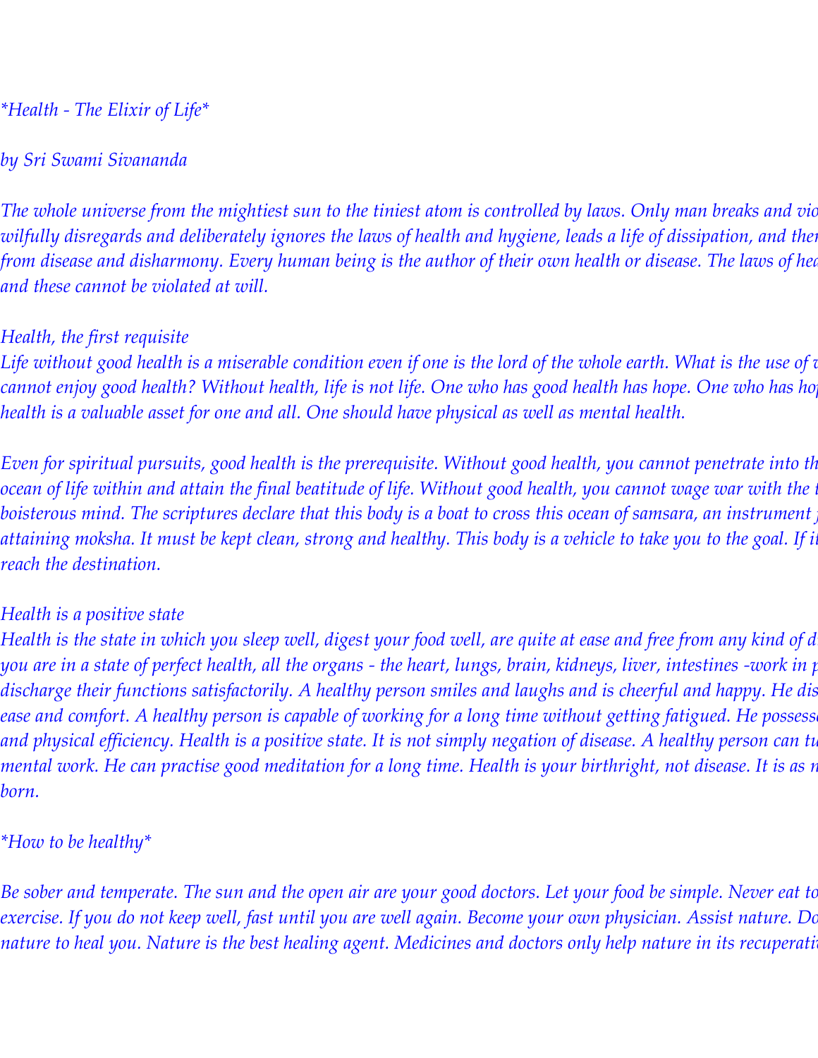*Health - The Elixir of Life*

by Sri Swami Sivananda

The whole universe from the mightiest sun to the tiniest atom is controlled by laws. Only man breaks and vio
wilfully disregards and deliberately ignores the laws of health and hygiene, leads a life of dissipation, and ther
from disease and disharmony. Every human being is the author of their own health or disease. The laws of hea
and these cannot be violated at will.

Health, the first requisite

Life without good health is a miserable condition even if one is the lord of the whole earth. What is the use of
cannot enjoy good health? Without health, life is not life. One who has good health has hope. One who has hop
health is a valuable asset for one and all. One should have physical as well as mental health.

Even for spiritual pursuits, good health is the prerequisite. Without good health, you cannot penetrate into th
ocean of life within and attain the final beatitude of life. Without good health, you cannot wage war with the
boisterous mind. The scriptures declare that this body is a boat to cross this ocean of samsara, an instrument
attaining moksha. It must be kept clean, strong and healthy. This body is a vehicle to take you to the goal. If it
reach the destination.

Health is a positive state

Health is the state in which you sleep well, digest your food well, are quite at ease and free from any kind of d
you are in a state of perfect health, all the organs - the heart, lungs, brain, kidneys, liver, intestines -work in p
discharge their functions satisfactorily. A healthy person smiles and laughs and is cheerful and happy. He dis
ease and comfort. A healthy person is capable of working for a long time without getting fatigued. He possess
and physical efficiency. Health is a positive state. It is not simply negation of disease. A healthy person can tu
mental work. He can practise good meditation for a long time. Health is your birthright, not disease. It is as n
born.

*How to be healthy*

Be sober and temperate. The sun and the open air are your good doctors. Let your food be simple. Never eat to
exercise. If you do not keep well, fast until you are well again. Become your own physician. Assist nature. Do
nature to heal you. Nature is the best healing agent. Medicines and doctors only help nature in its recuperati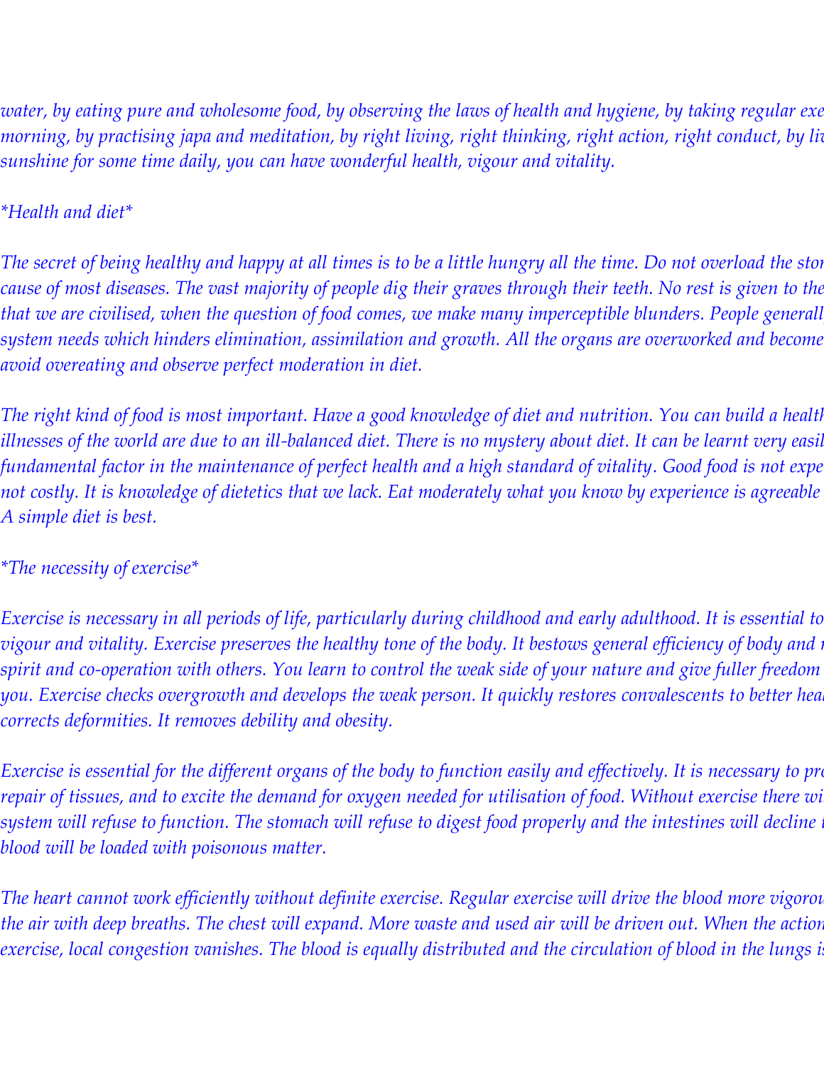*water, by eating pure and wholesome food, by observing the laws of health and hygiene, by taking regular exe morning, by practising japa and meditation, by right living, right thinking, right action, right conduct, by liv sunshine for some time daily, you can have wonderful health, vigour and vitality.*

*\*Health and diet\**

*The secret of being healthy and happy at all times is to be a little hungry all the time. Do not overload the stor cause of most diseases. The vast majority of people dig their graves through their teeth. No rest is given to the that we are civilised, when the question of food comes, we make many imperceptible blunders. People generall system needs which hinders elimination, assimilation and growth. All the organs are overworked and become avoid overeating and observe perfect moderation in diet.*

*The right kind of food is most important. Have a good knowledge of diet and nutrition. You can build a healtl illnesses of the world are due to an ill-balanced diet. There is no mystery about diet. It can be learnt very easil fundamental factor in the maintenance of perfect health and a high standard of vitality. Good food is not expe not costly. It is knowledge of dietetics that we lack. Eat moderately what you know by experience is agreeable A simple diet is best.*

*\*The necessity of exercise\**

*Exercise is necessary in all periods of life, particularly during childhood and early adulthood. It is essential to vigour and vitality. Exercise preserves the healthy tone of the body. It bestows general efficiency of body and r spirit and co-operation with others. You learn to control the weak side of your nature and give fuller freedom you. Exercise checks overgrowth and develops the weak person. It quickly restores convalescents to better hea corrects deformities. It removes debility and obesity.*

*Exercise is essential for the different organs of the body to function easily and effectively. It is necessary to pro repair of tissues, and to excite the demand for oxygen needed for utilisation of food. Without exercise there wi system will refuse to function. The stomach will refuse to digest food properly and the intestines will decline t blood will be loaded with poisonous matter.*

*The heart cannot work efficiently without definite exercise. Regular exercise will drive the blood more vigorou the air with deep breaths. The chest will expand. More waste and used air will be driven out. When the action exercise, local congestion vanishes. The blood is equally distributed and the circulation of blood in the lungs is*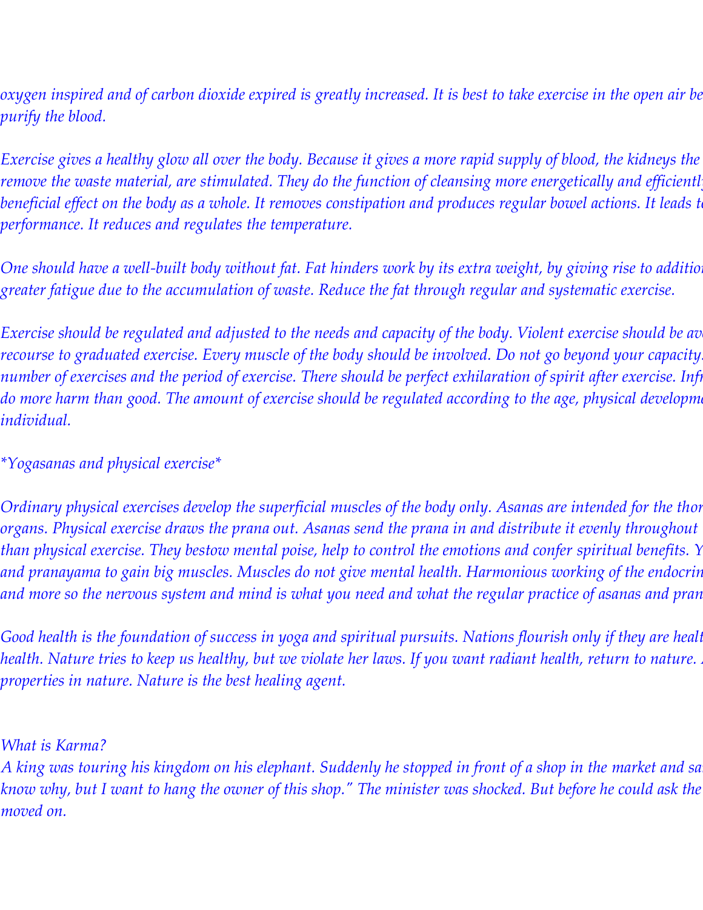*oxygen inspired and of carbon dioxide expired is greatly increased. It is best to take exercise in the open air be purify the blood.*

*Exercise gives a healthy glow all over the body. Because it gives a more rapid supply of blood, the kidneys the remove the waste material, are stimulated. They do the function of cleansing more energetically and efficientl beneficial effect on the body as a whole. It removes constipation and produces regular bowel actions. It leads t performance. It reduces and regulates the temperature.*

*One should have a well-built body without fat. Fat hinders work by its extra weight, by giving rise to additio greater fatigue due to the accumulation of waste. Reduce the fat through regular and systematic exercise.*

*Exercise should be regulated and adjusted to the needs and capacity of the body. Violent exercise should be av recourse to graduated exercise. Every muscle of the body should be involved. Do not go beyond your capacity. number of exercises and the period of exercise. There should be perfect exhilaration of spirit after exercise. Inf do more harm than good. The amount of exercise should be regulated according to the age, physical developm individual.*

*\*Yogasanas and physical exercise\**

*Ordinary physical exercises develop the superficial muscles of the body only. Asanas are intended for the tho organs. Physical exercise draws the prana out. Asanas send the prana in and distribute it evenly throughout than physical exercise. They bestow mental poise, help to control the emotions and confer spiritual benefits. Y and pranayama to gain big muscles. Muscles do not give mental health. Harmonious working of the endocri and more so the nervous system and mind is what you need and what the regular practice of asanas and pra*

*Good health is the foundation of success in yoga and spiritual pursuits. Nations flourish only if they are heal health. Nature tries to keep us healthy, but we violate her laws. If you want radiant health, return to nature. properties in nature. Nature is the best healing agent.*

*What is Karma?*
*A king was touring his kingdom on his elephant. Suddenly he stopped in front of a shop in the market and sa know why, but I want to hang the owner of this shop." The minister was shocked. But before he could ask the moved on.*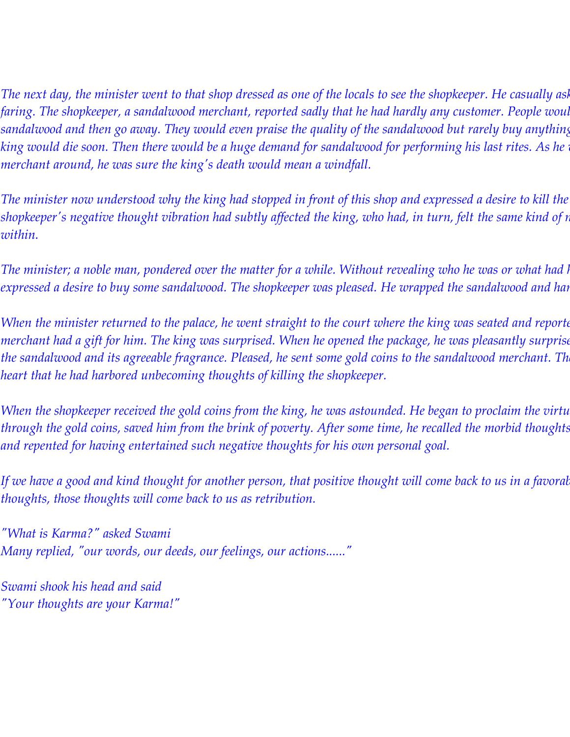*The next day, the minister went to that shop dressed as one of the locals to see the shopkeeper. He casually ask faring. The shopkeeper, a sandalwood merchant, reported sadly that he had hardly any customer. People woul sandalwood and then go away. They would even praise the quality of the sandalwood but rarely buy anything king would die soon. Then there would be a huge demand for sandalwood for performing his last rites. As he merchant around, he was sure the king's death would mean a windfall.*

*The minister now understood why the king had stopped in front of this shop and expressed a desire to kill the shopkeeper's negative thought vibration had subtly affected the king, who had, in turn, felt the same kind of within.*

*The minister; a noble man, pondered over the matter for a while. Without revealing who he was or what had expressed a desire to buy some sandalwood. The shopkeeper was pleased. He wrapped the sandalwood and ha*

*When the minister returned to the palace, he went straight to the court where the king was seated and reporte merchant had a gift for him. The king was surprised. When he opened the package, he was pleasantly surprise the sandalwood and its agreeable fragrance. Pleased, he sent some gold coins to the sandalwood merchant. Th heart that he had harbored unbecoming thoughts of killing the shopkeeper.*

*When the shopkeeper received the gold coins from the king, he was astounded. He began to proclaim the virtu through the gold coins, saved him from the brink of poverty. After some time, he recalled the morbid thoughts and repented for having entertained such negative thoughts for his own personal goal.*

*If we have a good and kind thought for another person, that positive thought will come back to us in a favorab thoughts, those thoughts will come back to us as retribution.*

*"What is Karma?" asked Swami*
*Many replied, "our words, our deeds, our feelings, our actions......"*

*Swami shook his head and said*
*"Your thoughts are your Karma!"*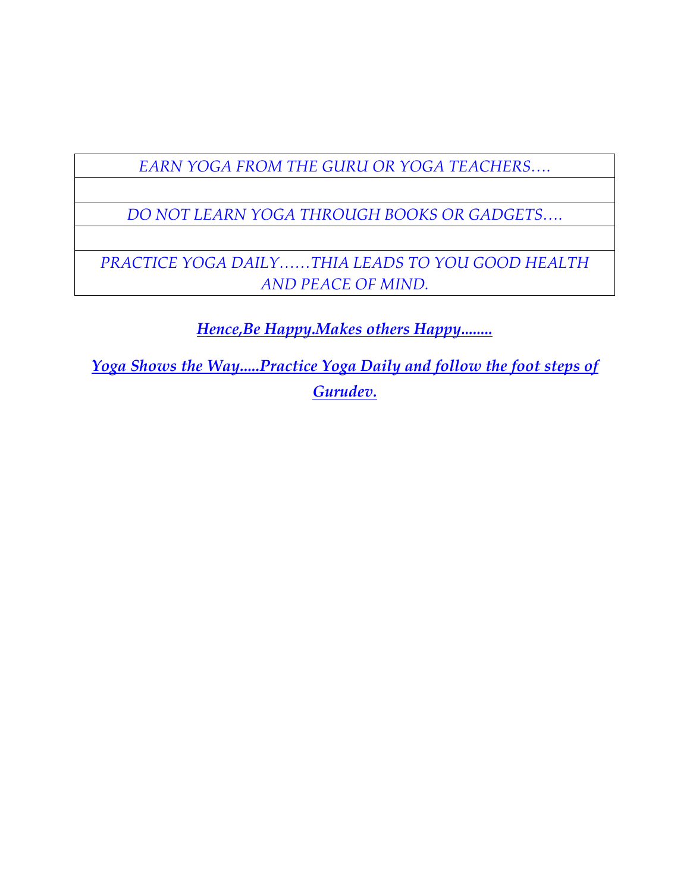| *EARN YOGA FROM THE GURU OR YOGA TEACHERS….* |
| --- |
| |
| *DO NOT LEARN YOGA THROUGH BOOKS OR GADGETS….* |
| |
| *PRACTICE YOGA DAILY……THIA LEADS TO YOU GOOD HEALTH AND PEACE OF MIND.* |

***Hence,Be Happy.Makes others Happy........***

***Yoga Shows the Way.....Practice Yoga Daily and follow the foot steps of Gurudev.***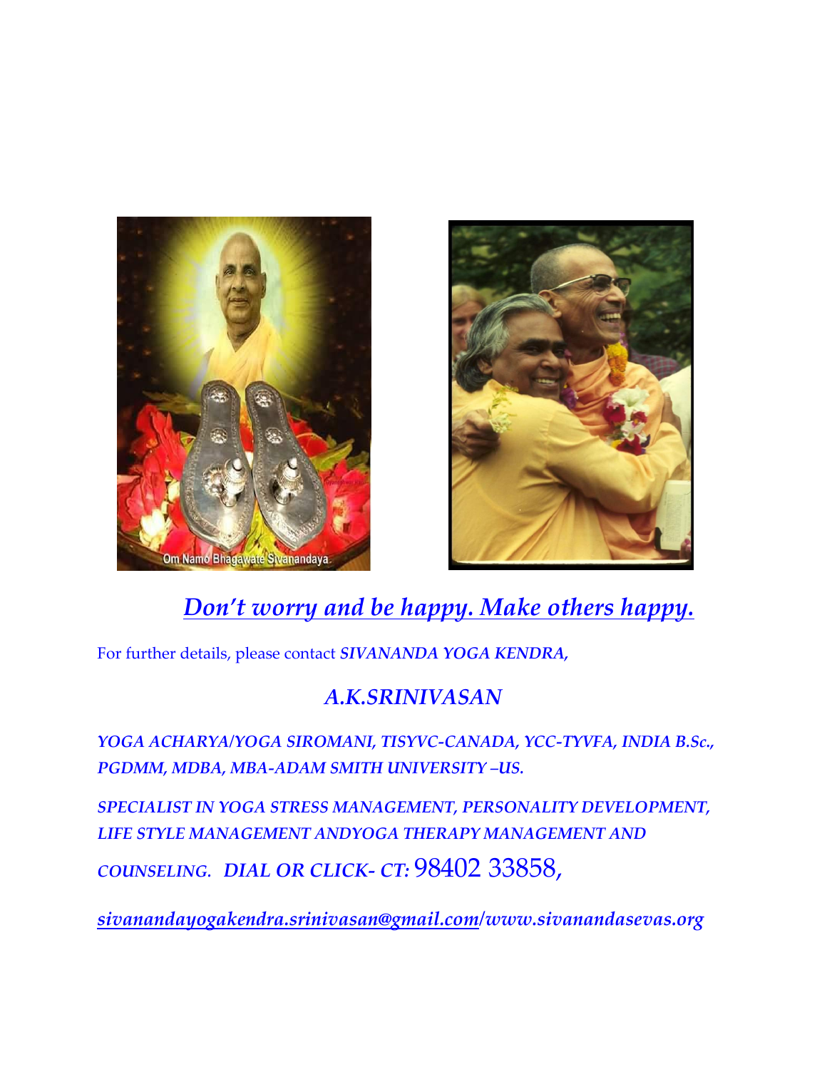***Don't worry and be happy. Make others happy.***

For further details, please contact ***SIVANANDA YOGA KENDRA,***

## *A.K.SRINIVASAN*

***YOGA ACHARYA/YOGA SIROMANI, TISYVC-CANADA, YCC-TYVFA, INDIA B.Sc., PGDMM, MDBA, MBA-ADAM SMITH UNIVERSITY –US.***

***SPECIALIST IN YOGA STRESS MANAGEMENT, PERSONALITY DEVELOPMENT, LIFE STYLE MANAGEMENT ANDYOGA THERAPY MANAGEMENT AND COUNSELING. DIAL OR CLICK- CT:*** 98402 33858,

***sivanandayogakendra.srinivasan@gmail.com/www.sivanandasevas.org***